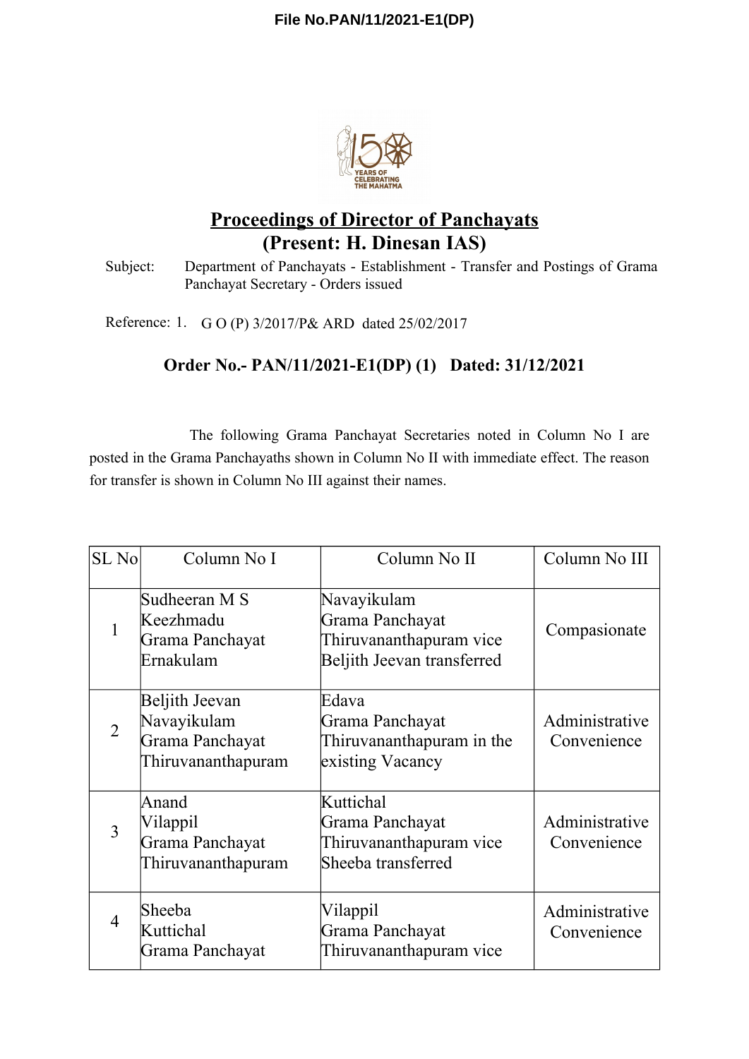File No.PAN/11/2021-E1(DP)

## Proceedings of Director of Panchayats
## (Present: H. Dinesan IAS)

Subject: Department of Panchayats - Establishment - Transfer and Postings of Grama Panchayat Secretary - Orders issued

Reference: 1. G O (P) 3/2017/P& ARD dated 25/02/2017

### Order No.- PAN/11/2021-E1(DP) (1) Dated: 31/12/2021

The following Grama Panchayat Secretaries noted in Column No I are posted in the Grama Panchayaths shown in Column No II with immediate effect. The reason for transfer is shown in Column No III against their names.

| SL No | Column No I | Column No II | Column No III |
|---|---|---|---|
| 1 | Sudheeran M S Keezhmadu Grama Panchayat Ernakulam | Navayikulam Grama Panchayat Thiruvananthapuram vice Beljith Jeevan transferred | Compasionate |
| 2 | Beljith Jeevan Navayikulam Grama Panchayat Thiruvananthapuram | Edava Grama Panchayat Thiruvananthapuram in the existing Vacancy | Administrative Convenience |
| 3 | Anand Vilappil Grama Panchayat Thiruvananthapuram | Kuttichal Grama Panchayat Thiruvananthapuram vice Sheeba transferred | Administrative Convenience |
| 4 | Sheeba Kuttichal Grama Panchayat | Vilappil Grama Panchayat Thiruvananthapuram vice | Administrative Convenience |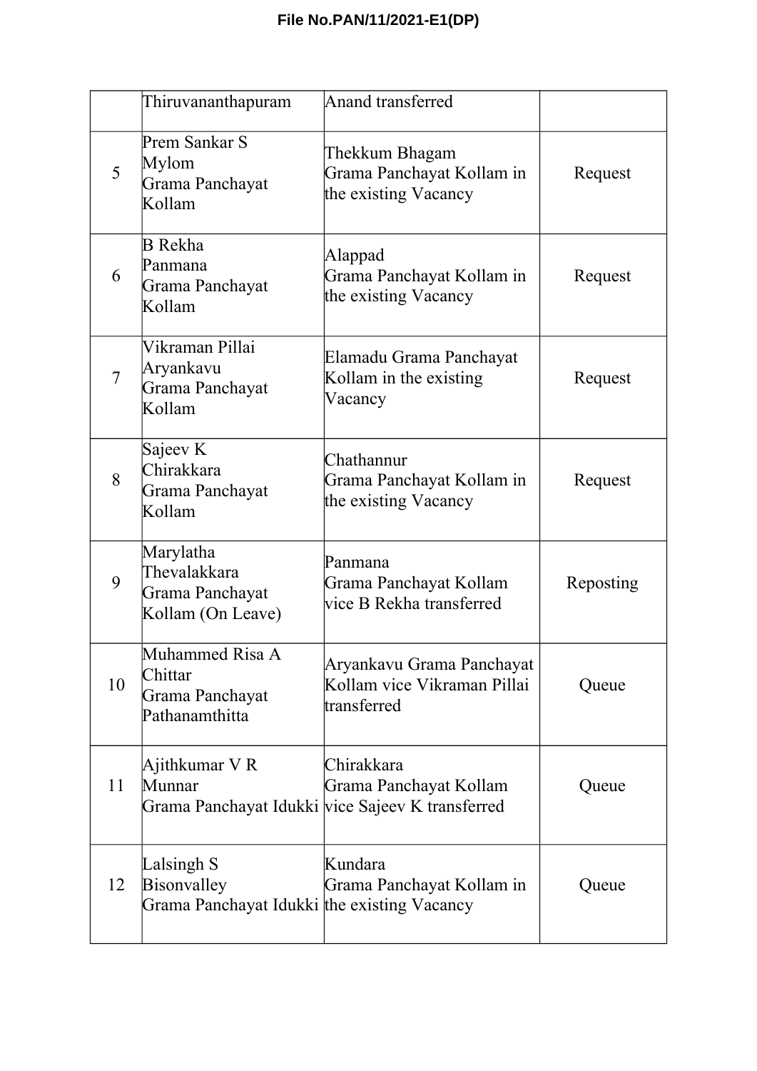| | | | |
|---|---|---|---|
| | Thiruvananthapuram | Anand transferred | |
| 5 | Prem Sankar S Mylom Grama Panchayat Kollam | Thekkum Bhagam Grama Panchayat Kollam in the existing Vacancy | Request |
| 6 | B Rekha Panmana Grama Panchayat Kollam | Alappad Grama Panchayat Kollam in the existing Vacancy | Request |
| 7 | Vikraman Pillai Aryankavu Grama Panchayat Kollam | Elamadu Grama Panchayat Kollam in the existing Vacancy | Request |
| 8 | Sajeev K Chirakkara Grama Panchayat Kollam | Chathannur Grama Panchayat Kollam in the existing Vacancy | Request |
| 9 | Marylatha Thevalakkara Grama Panchayat Kollam (On Leave) | Panmana Grama Panchayat Kollam vice B Rekha transferred | Reposting |
| 10 | Muhammed Risa A Chittar Grama Panchayat Pathanamthitta | Aryankavu Grama Panchayat Kollam vice Vikraman Pillai transferred | Queue |
| 11 | Ajithkumar V R Munnar Grama Panchayat Idukki | Chirakkara Grama Panchayat Kollam vice Sajeev K transferred | Queue |
| 12 | Lalsingh S Bisonvalley Grama Panchayat Idukki | Kundara Grama Panchayat Kollam in the existing Vacancy | Queue |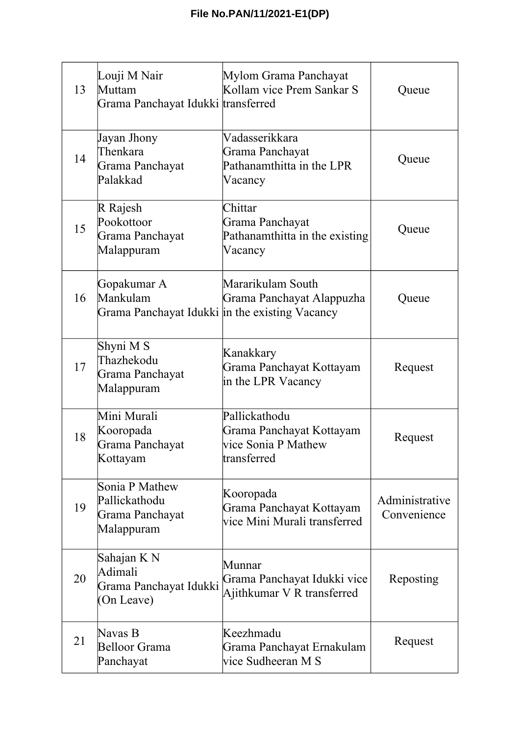| | | | |
|---|---|---|---|
| 13 | Louji M Nair Muttam Grama Panchayat Idukki | Mylom Grama Panchayat Kollam vice Prem Sankar S transferred | Queue |
| 14 | Jayan Jhony Thenkara Grama Panchayat Palakkad | Vadasserikkara Grama Panchayat Pathanamthitta in the LPR Vacancy | Queue |
| 15 | R Rajesh Pookottoor Grama Panchayat Malappuram | Chittar Grama Panchayat Pathanamthitta in the existing Vacancy | Queue |
| 16 | Gopakumar A Mankulam Grama Panchayat Idukki | Mararikulam South Grama Panchayat Alappuzha in the existing Vacancy | Queue |
| 17 | Shyni M S Thazhekodu Grama Panchayat Malappuram | Kanakkary Grama Panchayat Kottayam in the LPR Vacancy | Request |
| 18 | Mini Murali Kooropada Grama Panchayat Kottayam | Pallickathodu Grama Panchayat Kottayam vice Sonia P Mathew transferred | Request |
| 19 | Sonia P Mathew Pallickathodu Grama Panchayat Malappuram | Kooropada Grama Panchayat Kottayam vice Mini Murali transferred | Administrative Convenience |
| 20 | Sahajan K N Adimali Grama Panchayat Idukki (On Leave) | Munnar Grama Panchayat Idukki vice Ajithkumar V R transferred | Reposting |
| 21 | Navas B Belloor Grama Panchayat | Keezhmadu Grama Panchayat Ernakulam vice Sudheeran M S | Request |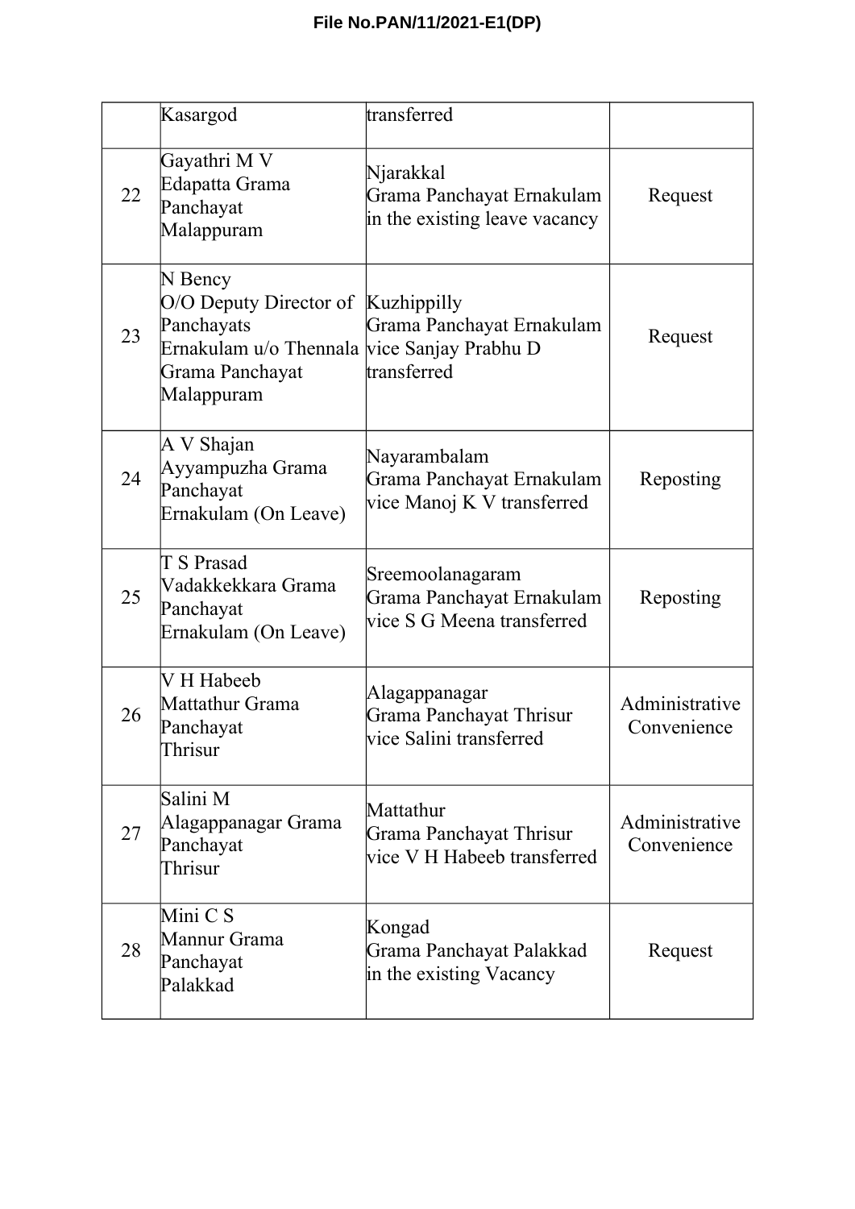| | | | |
|---|---|---|---|
| | Kasargod | transferred | |
| 22 | Gayathri M V<br>Edapatta Grama Panchayat Malappuram | Njarakkal<br>Grama Panchayat Ernakulam in the existing leave vacancy | Request |
| 23 | N Bency<br>O/O Deputy Director of Panchayats Ernakulam u/o Thennala Grama Panchayat Malappuram | Kuzhippilly<br>Grama Panchayat Ernakulam vice Sanjay Prabhu D transferred | Request |
| 24 | A V Shajan<br>Ayyampuzha Grama Panchayat Ernakulam (On Leave) | Nayarambalam<br>Grama Panchayat Ernakulam vice Manoj K V transferred | Reposting |
| 25 | T S Prasad<br>Vadakkekkara Grama Panchayat Ernakulam (On Leave) | Sreemoolanagaram<br>Grama Panchayat Ernakulam vice S G Meena transferred | Reposting |
| 26 | V H Habeeb<br>Mattathur Grama Panchayat Thrisur | Alagappanagar<br>Grama Panchayat Thrisur vice Salini transferred | Administrative Convenience |
| 27 | Salini M<br>Alagappanagar Grama Panchayat Thrisur | Mattathur<br>Grama Panchayat Thrisur vice V H Habeeb transferred | Administrative Convenience |
| 28 | Mini C S<br>Mannur Grama Panchayat Palakkad | Kongad<br>Grama Panchayat Palakkad in the existing Vacancy | Request |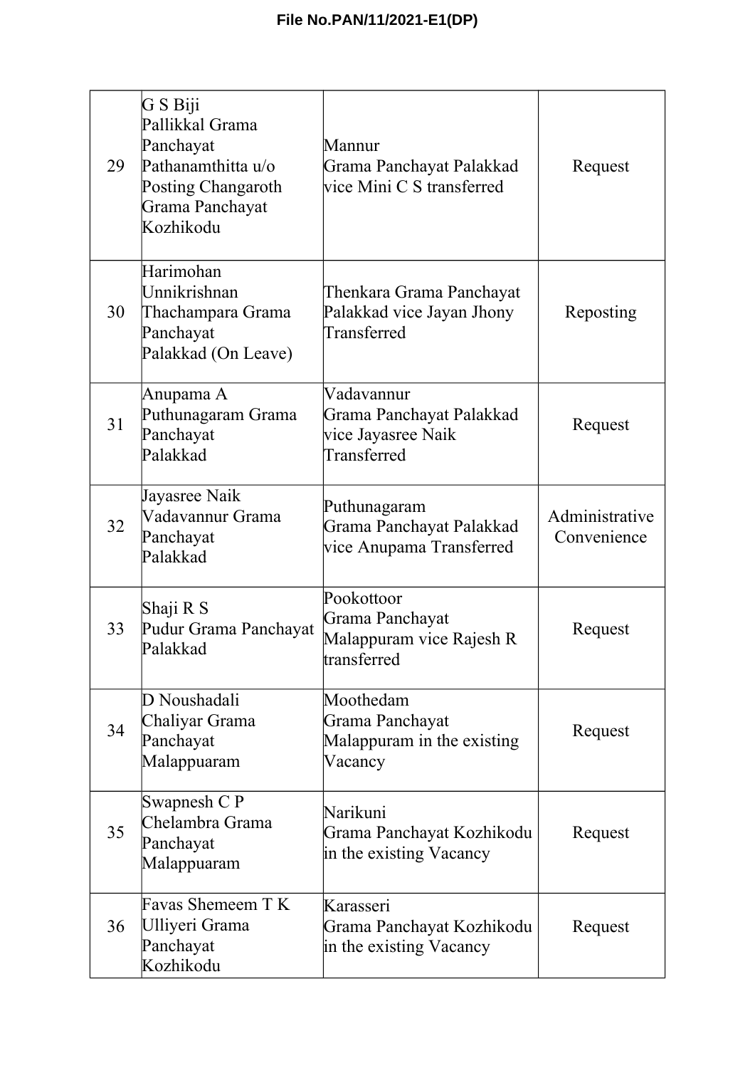| 29 | G S Biji Pallikkal Grama Panchayat Pathanamthitta u/o Posting Changaroth Grama Panchayat Kozhikodu | Mannur Grama Panchayat Palakkad vice Mini C S transferred | Request |
|---|---|---|---|
| 30 | Harimohan Unnikrishnan Thachampara Grama Panchayat Palakkad (On Leave) | Thenkara Grama Panchayat Palakkad vice Jayan Jhony Transferred | Reposting |
| 31 | Anupama A Puthunagaram Grama Panchayat Palakkad | Vadavannur Grama Panchayat Palakkad vice Jayasree Naik Transferred | Request |
| 32 | Jayasree Naik Vadavannur Grama Panchayat Palakkad | Puthunagaram Grama Panchayat Palakkad vice Anupama Transferred | Administrative Convenience |
| 33 | Shaji R S Pudur Grama Panchayat Palakkad | Pookottoor Grama Panchayat Malappuram vice Rajesh R transferred | Request |
| 34 | D Noushadali Chaliyar Grama Panchayat Malappuaram | Moothedam Grama Panchayat Malappuram in the existing Vacancy | Request |
| 35 | Swapnesh C P Chelambra Grama Panchayat Malappuaram | Narikuni Grama Panchayat Kozhikodu in the existing Vacancy | Request |
| 36 | Favas Shemeem T K Ulliyeri Grama Panchayat Kozhikodu | Karasseri Grama Panchayat Kozhikodu in the existing Vacancy | Request |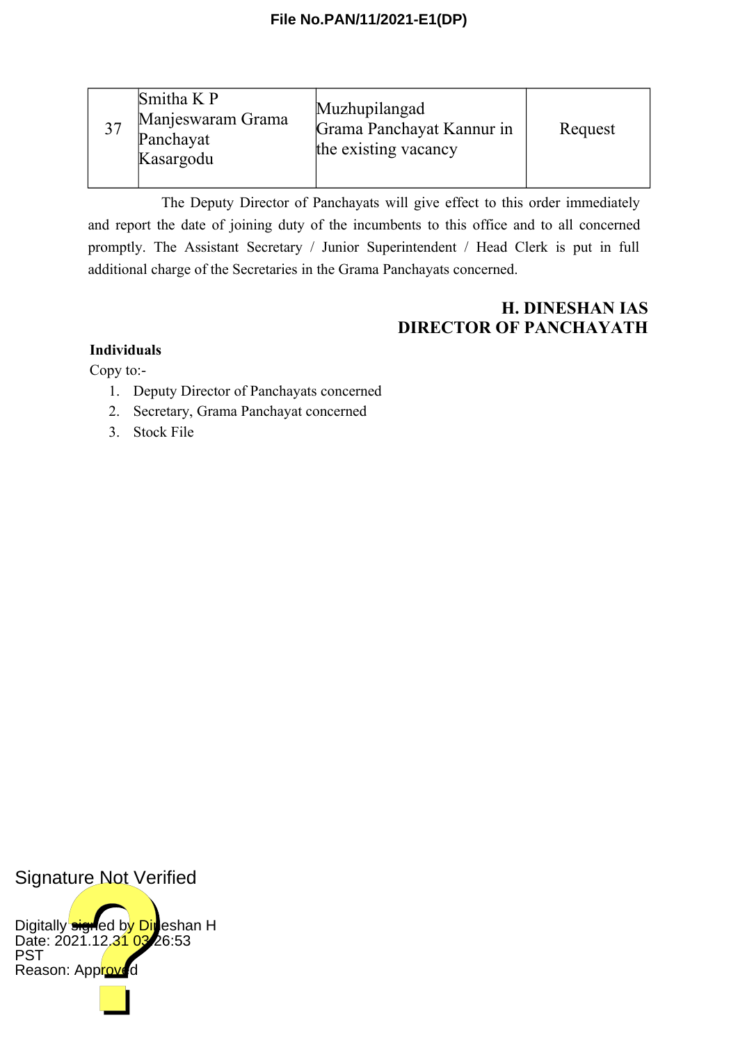| | | | |
|---|---|---|---|
| 37 | Smitha K P<br>Manjeswaram Grama Panchayat<br>Kasargodu | Muzhupilangad<br>Grama Panchayat Kannur in the existing vacancy | Request |

The Deputy Director of Panchayats will give effect to this order immediately and report the date of joining duty of the incumbents to this office and to all concerned promptly. The Assistant Secretary / Junior Superintendent / Head Clerk is put in full additional charge of the Secretaries in the Grama Panchayats concerned.

**H. DINESHAN IAS**
**DIRECTOR OF PANCHAYATH**

**Individuals**

Copy to:-

1. Deputy Director of Panchayats concerned
2. Secretary, Grama Panchayat concerned
3. Stock File

Signature Not Verified

Digitally signed by Dineshan H
Date: 2021.12.31 03:26:53 PST
Reason: Approved